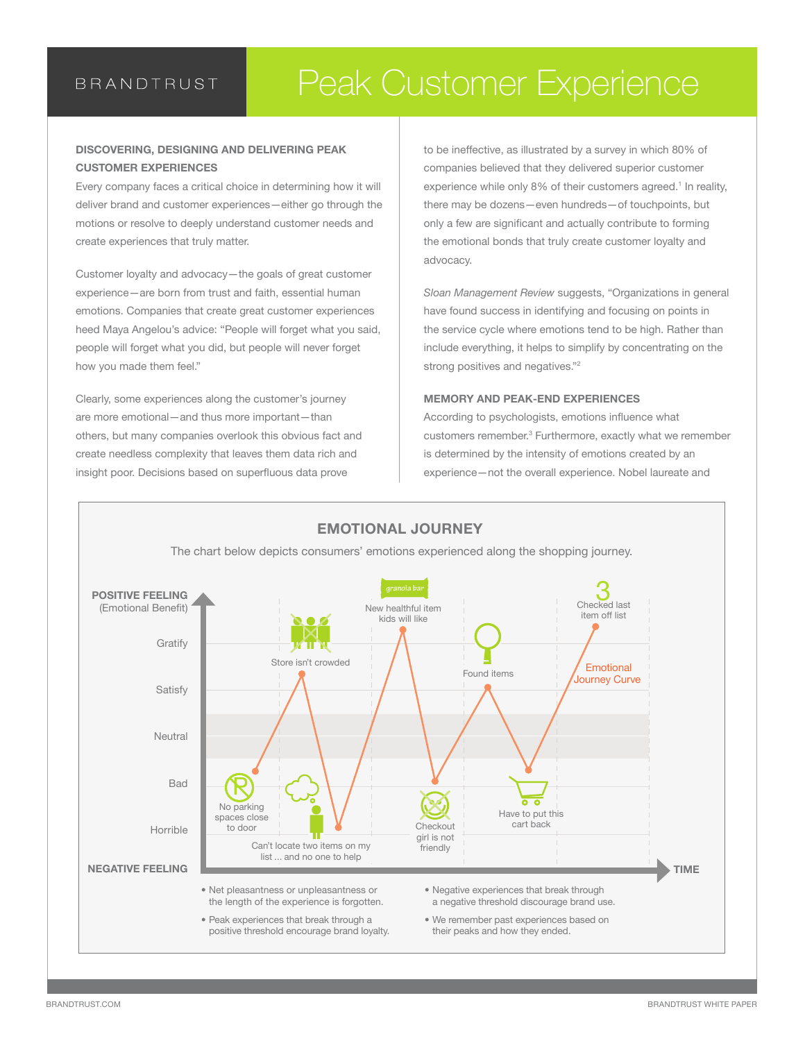# Peak Customer Experience

BRANDTRUST

### DISCOVERING, DESIGNING AND DELIVERING PEAK CUSTOMER EXPERIENCES

Every company faces a critical choice in determining how it will deliver brand and customer experiences—either go through the motions or resolve to deeply understand customer needs and create experiences that truly matter.

Customer loyalty and advocacy—the goals of great customer experience—are born from trust and faith, essential human emotions. Companies that create great customer experiences heed Maya Angelou's advice: "People will forget what you said, people will forget what you did, but people will never forget how you made them feel."

Clearly, some experiences along the customer's journey are more emotional—and thus more important—than others, but many companies overlook this obvious fact and create needless complexity that leaves them data rich and insight poor. Decisions based on superfluous data prove to be ineffective, as illustrated by a survey in which 80% of companies believed that they delivered superior customer experience while only 8% of their customers agreed.[1] In reality, there may be dozens—even hundreds—of touchpoints, but only a few are significant and actually contribute to forming the emotional bonds that truly create customer loyalty and advocacy.

*Sloan Management Review* suggests, "Organizations in general have found success in identifying and focusing on points in the service cycle where emotions tend to be high. Rather than include everything, it helps to simplify by concentrating on the strong positives and negatives."[2]

### MEMORY AND PEAK-END EXPERIENCES

According to psychologists, emotions influence what customers remember.[3] Furthermore, exactly what we remember is determined by the intensity of emotions created by an experience—not the overall experience. Nobel laureate and

## EMOTIONAL JOURNEY

The chart below depicts consumers' emotions experienced along the shopping journey.

POSITIVE FEELING (Emotional Benefit) — Gratify, Satisfy, Neutral, Bad, Horrible — NEGATIVE FEELING; TIME

Emotional Journey Curve: No parking spaces close to door (Bad) → Store isn't crowded (Gratify/Satisfy) → Can't locate two items on my list ... and no one to help (Horrible) → New healthful item kids will like (Gratify) → Checkout girl is not friendly (Bad) → Found items (Satisfy) → Have to put this cart back (Bad) → Checked last item off list (Gratify)

- Net pleasantness or unpleasantness or the length of the experience is forgotten.
- Peak experiences that break through a positive threshold encourage brand loyalty.
- Negative experiences that break through a negative threshold discourage brand use.
- We remember past experiences based on their peaks and how they ended.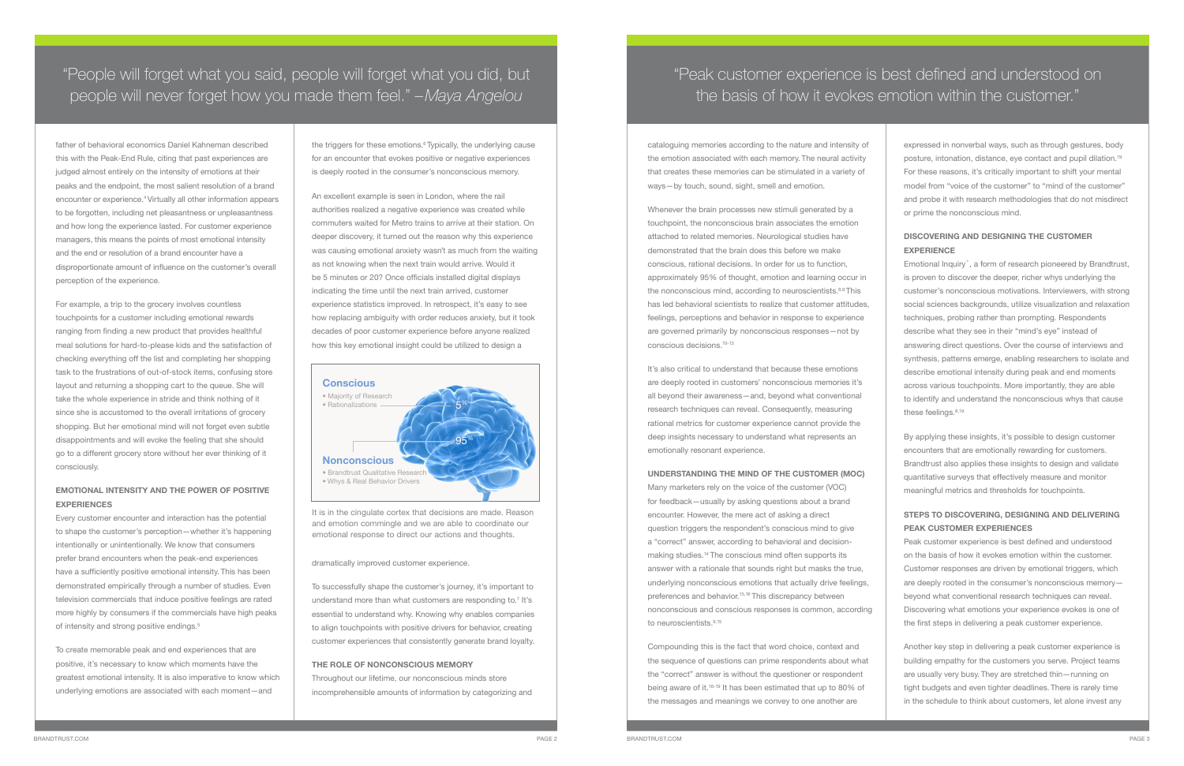"People will forget what you said, people will forget what you did, but people will never forget how you made them feel." –*Maya Angelou*

father of behavioral economics Daniel Kahneman described this with the Peak-End Rule, citing that past experiences are judged almost entirely on the intensity of emotions at their peaks and the endpoint, the most salient resolution of a brand encounter or experience.[4] Virtually all other information appears to be forgotten, including net pleasantness or unpleasantness and how long the experience lasted. For customer experience managers, this means the points of most emotional intensity and the end or resolution of a brand encounter have a disproportionate amount of influence on the customer's overall perception of the experience.

For example, a trip to the grocery involves countless touchpoints for a customer including emotional rewards ranging from finding a new product that provides healthful meal solutions for hard-to-please kids and the satisfaction of checking everything off the list and completing her shopping task to the frustrations of out-of-stock items, confusing store layout and returning a shopping cart to the queue. She will take the whole experience in stride and think nothing of it since she is accustomed to the overall irritations of grocery shopping. But her emotional mind will not forget even subtle disappointments and will evoke the feeling that she should go to a different grocery store without her ever thinking of it consciously.

### EMOTIONAL INTENSITY AND THE POWER OF POSITIVE EXPERIENCES

Every customer encounter and interaction has the potential to shape the customer's perception—whether it's happening intentionally or unintentionally. We know that consumers prefer brand encounters when the peak-end experiences have a sufficiently positive emotional intensity. This has been demonstrated empirically through a number of studies. Even television commercials that induce positive feelings are rated more highly by consumers if the commercials have high peaks of intensity and strong positive endings.[5]

To create memorable peak and end experiences that are positive, it's necessary to know which moments have the greatest emotional intensity. It is also imperative to know which underlying emotions are associated with each moment—and the triggers for these emotions.[6] Typically, the underlying cause for an encounter that evokes positive or negative experiences is deeply rooted in the consumer's nonconscious memory.

An excellent example is seen in London, where the rail authorities realized a negative experience was created while commuters waited for Metro trains to arrive at their station. On deeper discovery, it turned out the reason why this experience was causing emotional anxiety wasn't as much from the waiting as not knowing when the next train would arrive. Would it be 5 minutes or 20? Once officials installed digital displays indicating the time until the next train arrived, customer experience statistics improved. In retrospect, it's easy to see how replacing ambiguity with order reduces anxiety, but it took decades of poor customer experience before anyone realized how this key emotional insight could be utilized to design a dramatically improved customer experience.

**Conscious**
- Majority of Research
- Rationalizations

5%

95%

**Nonconscious**
- Brandtrust Qualitative Research
- Whys & Real Behavior Drivers

It is in the cingulate cortex that decisions are made. Reason and emotion commingle and we are able to coordinate our emotional response to direct our actions and thoughts.

To successfully shape the customer's journey, it's important to understand more than what customers are responding to.[7] It's essential to understand why. Knowing why enables companies to align touchpoints with positive drivers for behavior, creating customer experiences that consistently generate brand loyalty.

### THE ROLE OF NONCONSCIOUS MEMORY

Throughout our lifetime, our nonconscious minds store incomprehensible amounts of information by categorizing and cataloguing memories according to the nature and intensity of the emotion associated with each memory. The neural activity that creates these memories can be stimulated in a variety of ways—by touch, sound, sight, smell and emotion.

"Peak customer experience is best defined and understood on the basis of how it evokes emotion within the customer."

Whenever the brain processes new stimuli generated by a touchpoint, the nonconscious brain associates the emotion attached to related memories. Neurological studies have demonstrated that the brain does this before we make conscious, rational decisions. In order for us to function, approximately 95% of thought, emotion and learning occur in the nonconscious mind, according to neuroscientists.[8,9] This has led behavioral scientists to realize that customer attitudes, feelings, perceptions and behavior in response to experience are governed primarily by nonconscious responses—not by conscious decisions.[10-13]

It's also critical to understand that because these emotions are deeply rooted in customers' nonconscious memories it's all beyond their awareness—and, beyond what conventional research techniques can reveal. Consequently, measuring rational metrics for customer experience cannot provide the deep insights necessary to understand what represents an emotionally resonant experience.

### UNDERSTANDING THE MIND OF THE CUSTOMER (MOC)

Many marketers rely on the voice of the customer (VOC) for feedback—usually by asking questions about a brand encounter. However, the mere act of asking a direct question triggers the respondent's conscious mind to give a "correct" answer, according to behavioral and decision-making studies.[14] The conscious mind often supports its answer with a rationale that sounds right but masks the true, underlying nonconscious emotions that actually drive feelings, preferences and behavior.[15,16] This discrepancy between nonconscious and conscious responses is common, according to neuroscientists.[9,10]

Compounding this is the fact that word choice, context and the sequence of questions can prime respondents about what the "correct" answer is without the questioner or respondent being aware of it.[16-19] It has been estimated that up to 80% of the messages and meanings we convey to one another are expressed in nonverbal ways, such as through gestures, body posture, intonation, distance, eye contact and pupil dilation.[19] For these reasons, it's critically important to shift your mental model from "voice of the customer" to "mind of the customer" and probe it with research methodologies that do not misdirect or prime the nonconscious mind.

### DISCOVERING AND DESIGNING THE CUSTOMER EXPERIENCE

Emotional Inquiry®, a form of research pioneered by Brandtrust, is proven to discover the deeper, richer whys underlying the customer's nonconscious motivations. Interviewers, with strong social sciences backgrounds, utilize visualization and relaxation techniques, probing rather than prompting. Respondents describe what they see in their "mind's eye" instead of answering direct questions. Over the course of interviews and synthesis, patterns emerge, enabling researchers to isolate and describe emotional intensity during peak and end moments across various touchpoints. More importantly, they are able to identify and understand the nonconscious whys that cause these feelings.[8,19]

By applying these insights, it's possible to design customer encounters that are emotionally rewarding for customers. Brandtrust also applies these insights to design and validate quantitative surveys that effectively measure and monitor meaningful metrics and thresholds for touchpoints.

### STEPS TO DISCOVERING, DESIGNING AND DELIVERING PEAK CUSTOMER EXPERIENCES

Peak customer experience is best defined and understood on the basis of how it evokes emotion within the customer. Customer responses are driven by emotional triggers, which are deeply rooted in the consumer's nonconscious memory—beyond what conventional research techniques can reveal. Discovering what emotions your experience evokes is one of the first steps in delivering a peak customer experience.

Another key step in delivering a peak customer experience is building empathy for the customers you serve. Project teams are usually very busy. They are stretched thin—running on tight budgets and even tighter deadlines. There is rarely time in the schedule to think about customers, let alone invest any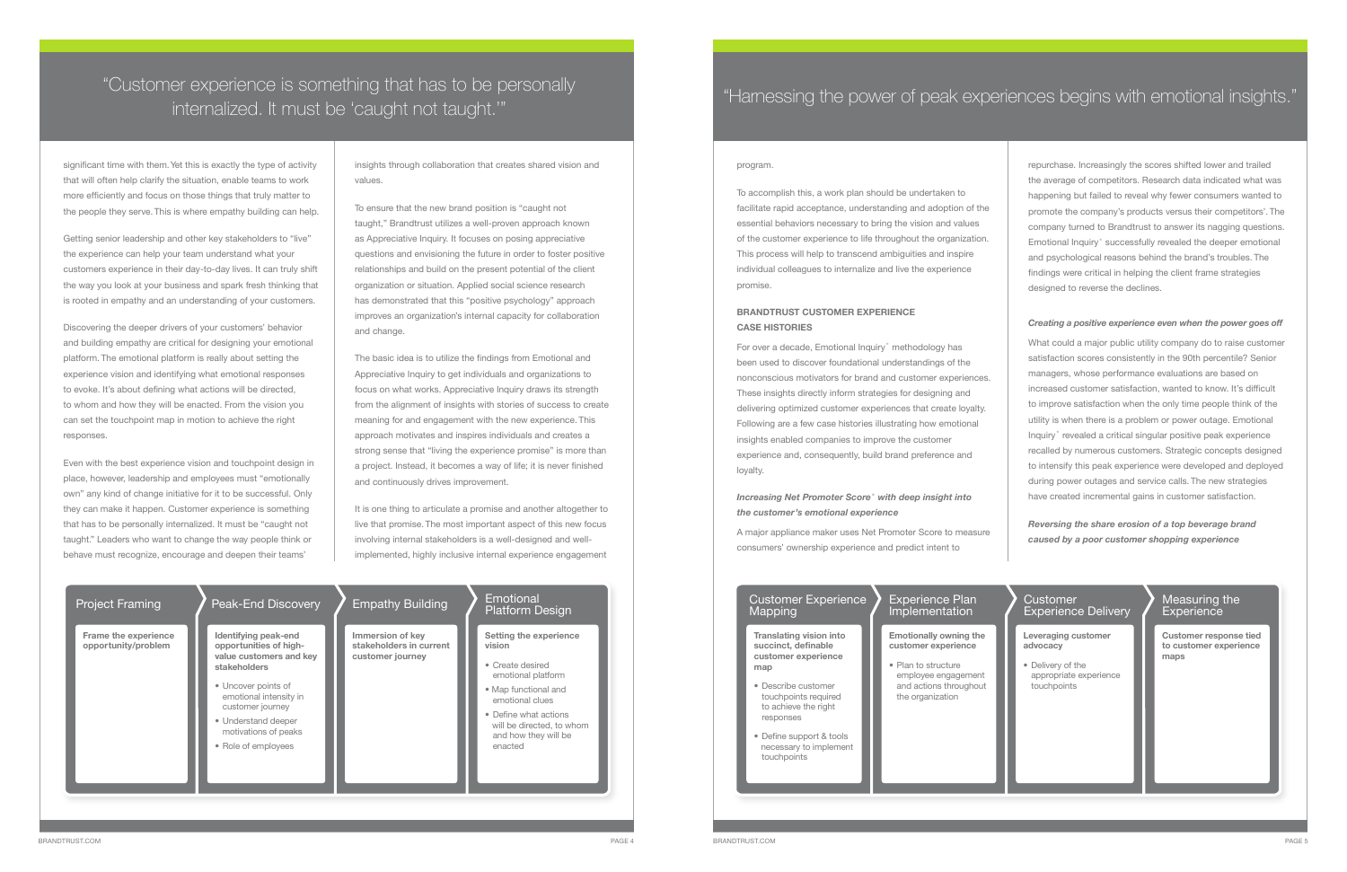> "Customer experience is something that has to be personally internalized. It must be 'caught not taught.'"

significant time with them. Yet this is exactly the type of activity that will often help clarify the situation, enable teams to work more efficiently and focus on those things that truly matter to the people they serve. This is where empathy building can help.

Getting senior leadership and other key stakeholders to "live" the experience can help your team understand what your customers experience in their day-to-day lives. It can truly shift the way you look at your business and spark fresh thinking that is rooted in empathy and an understanding of your customers.

Discovering the deeper drivers of your customers' behavior and building empathy are critical for designing your emotional platform. The emotional platform is really about setting the experience vision and identifying what emotional responses to evoke. It's about defining what actions will be directed, to whom and how they will be enacted. From the vision you can set the touchpoint map in motion to achieve the right responses.

Even with the best experience vision and touchpoint design in place, however, leadership and employees must "emotionally own" any kind of change initiative for it to be successful. Only they can make it happen. Customer experience is something that has to be personally internalized. It must be "caught not taught." Leaders who want to change the way people think or behave must recognize, encourage and deepen their teams' insights through collaboration that creates shared vision and values.

To ensure that the new brand position is "caught not taught," Brandtrust utilizes a well-proven approach known as Appreciative Inquiry. It focuses on posing appreciative questions and envisioning the future in order to foster positive relationships and build on the present potential of the client organization or situation. Applied social science research has demonstrated that this "positive psychology" approach improves an organization's internal capacity for collaboration and change.

The basic idea is to utilize the findings from Emotional and Appreciative Inquiry to get individuals and organizations to focus on what works. Appreciative Inquiry draws its strength from the alignment of insights with stories of success to create meaning for and engagement with the new experience. This approach motivates and inspires individuals and creates a strong sense that "living the experience promise" is more than a project. Instead, it becomes a way of life; it is never finished and continuously drives improvement.

It is one thing to articulate a promise and another altogether to live that promise. The most important aspect of this new focus involving internal stakeholders is a well-designed and well-implemented, highly inclusive internal experience engagement program.

| Project Framing | Peak-End Discovery | Empathy Building | Emotional Platform Design |
|---|---|---|---|
| **Frame the experience opportunity/problem** | **Identifying peak-end opportunities of high-value customers and key stakeholders**<br>• Uncover points of emotional intensity in customer journey<br>• Understand deeper motivations of peaks<br>• Role of employees | **Immersion of key stakeholders in current customer journey** | **Setting the experience vision**<br>• Create desired emotional platform<br>• Map functional and emotional clues<br>• Define what actions will be directed, to whom and how they will be enacted |

> "Harnessing the power of peak experiences begins with emotional insights."

To accomplish this, a work plan should be undertaken to facilitate rapid acceptance, understanding and adoption of the essential behaviors necessary to bring the vision and values of the customer experience to life throughout the organization. This process will help to transcend ambiguities and inspire individual colleagues to internalize and live the experience promise.

**BRANDTRUST CUSTOMER EXPERIENCE CASE HISTORIES**

For over a decade, Emotional Inquiry® methodology has been used to discover foundational understandings of the nonconscious motivators for brand and customer experiences. These insights directly inform strategies for designing and delivering optimized customer experiences that create loyalty. Following are a few case histories illustrating how emotional insights enabled companies to improve the customer experience and, consequently, build brand preference and loyalty.

***Increasing Net Promoter Score® with deep insight into the customer's emotional experience***

A major appliance maker uses Net Promoter Score to measure consumers' ownership experience and predict intent to repurchase. Increasingly the scores shifted lower and trailed the average of competitors. Research data indicated what was happening but failed to reveal why fewer consumers wanted to promote the company's products versus their competitors'. The company turned to Brandtrust to answer its nagging questions. Emotional Inquiry® successfully revealed the deeper emotional and psychological reasons behind the brand's troubles. The findings were critical in helping the client frame strategies designed to reverse the declines.

***Creating a positive experience even when the power goes off***

What could a major public utility company do to raise customer satisfaction scores consistently in the 90th percentile? Senior managers, whose performance evaluations are based on increased customer satisfaction, wanted to know. It's difficult to improve satisfaction when the only time people think of the utility is when there is a problem or power outage. Emotional Inquiry® revealed a critical singular positive peak experience recalled by numerous customers. Strategic concepts designed to intensify this peak experience were developed and deployed during power outages and service calls. The new strategies have created incremental gains in customer satisfaction.

***Reversing the share erosion of a top beverage brand caused by a poor customer shopping experience***

| Customer Experience Mapping | Experience Plan Implementation | Customer Experience Delivery | Measuring the Experience |
|---|---|---|---|
| **Translating vision into succinct, definable customer experience map**<br>• Describe customer touchpoints required to achieve the right responses<br>• Define support & tools necessary to implement touchpoints | **Emotionally owning the customer experience**<br>• Plan to structure employee engagement and actions throughout the organization | **Leveraging customer advocacy**<br>• Delivery of the appropriate experience touchpoints | **Customer response tied to customer experience maps** |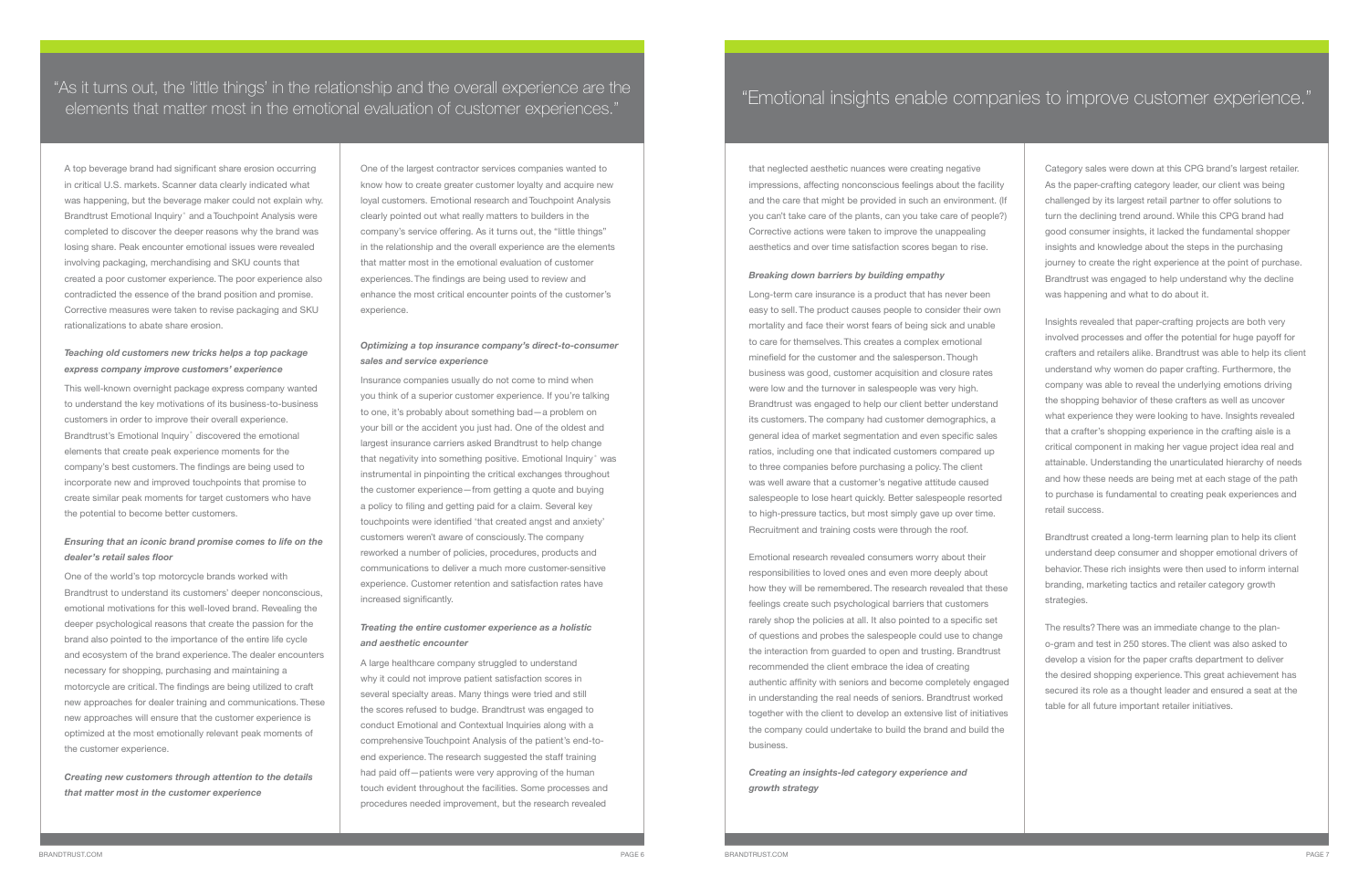> "As it turns out, the 'little things' in the relationship and the overall experience are the elements that matter most in the emotional evaluation of customer experiences."

A top beverage brand had significant share erosion occurring in critical U.S. markets. Scanner data clearly indicated what was happening, but the beverage maker could not explain why. Brandtrust Emotional Inquiry® and a Touchpoint Analysis were completed to discover the deeper reasons why the brand was losing share. Peak encounter emotional issues were revealed involving packaging, merchandising and SKU counts that created a poor customer experience. The poor experience also contradicted the essence of the brand position and promise. Corrective measures were taken to revise packaging and SKU rationalizations to abate share erosion.

### *Teaching old customers new tricks helps a top package express company improve customers' experience*

This well-known overnight package express company wanted to understand the key motivations of its business-to-business customers in order to improve their overall experience. Brandtrust's Emotional Inquiry® discovered the emotional elements that create peak experience moments for the company's best customers. The findings are being used to incorporate new and improved touchpoints that promise to create similar peak moments for target customers who have the potential to become better customers.

### *Ensuring that an iconic brand promise comes to life on the dealer's retail sales floor*

One of the world's top motorcycle brands worked with Brandtrust to understand its customers' deeper nonconscious, emotional motivations for this well-loved brand. Revealing the deeper psychological reasons that create the passion for the brand also pointed to the importance of the entire life cycle and ecosystem of the brand experience. The dealer encounters necessary for shopping, purchasing and maintaining a motorcycle are critical. The findings are being utilized to craft new approaches for dealer training and communications. These new approaches will ensure that the customer experience is optimized at the most emotionally relevant peak moments of the customer experience.

### *Creating new customers through attention to the details that matter most in the customer experience*

One of the largest contractor services companies wanted to know how to create greater customer loyalty and acquire new loyal customers. Emotional research and Touchpoint Analysis clearly pointed out what really matters to builders in the company's service offering. As it turns out, the "little things" in the relationship and the overall experience are the elements that matter most in the emotional evaluation of customer experiences. The findings are being used to review and enhance the most critical encounter points of the customer's experience.

### *Optimizing a top insurance company's direct-to-consumer sales and service experience*

Insurance companies usually do not come to mind when you think of a superior customer experience. If you're talking to one, it's probably about something bad—a problem on your bill or the accident you just had. One of the oldest and largest insurance carriers asked Brandtrust to help change that negativity into something positive. Emotional Inquiry® was instrumental in pinpointing the critical exchanges throughout the customer experience—from getting a quote and buying a policy to filing and getting paid for a claim. Several key touchpoints were identified 'that created angst and anxiety' customers weren't aware of consciously. The company reworked a number of policies, procedures, products and communications to deliver a much more customer-sensitive experience. Customer retention and satisfaction rates have increased significantly.

### *Treating the entire customer experience as a holistic and aesthetic encounter*

A large healthcare company struggled to understand why it could not improve patient satisfaction scores in several specialty areas. Many things were tried and still the scores refused to budge. Brandtrust was engaged to conduct Emotional and Contextual Inquiries along with a comprehensive Touchpoint Analysis of the patient's end-to-end experience. The research suggested the staff training had paid off—patients were very approving of the human touch evident throughout the facilities. Some processes and procedures needed improvement, but the research revealed that neglected aesthetic nuances were creating negative impressions, affecting nonconscious feelings about the facility and the care that might be provided in such an environment. (If you can't take care of the plants, can you take care of people?) Corrective actions were taken to improve the unappealing aesthetics and over time satisfaction scores began to rise.

> "Emotional insights enable companies to improve customer experience."

### *Breaking down barriers by building empathy*

Long-term care insurance is a product that has never been easy to sell. The product causes people to consider their own mortality and face their worst fears of being sick and unable to care for themselves. This creates a complex emotional minefield for the customer and the salesperson. Though business was good, customer acquisition and closure rates were low and the turnover in salespeople was very high. Brandtrust was engaged to help our client better understand its customers. The company had customer demographics, a general idea of market segmentation and even specific sales ratios, including one that indicated customers compared up to three companies before purchasing a policy. The client was well aware that a customer's negative attitude caused salespeople to lose heart quickly. Better salespeople resorted to high-pressure tactics, but most simply gave up over time. Recruitment and training costs were through the roof.

Emotional research revealed consumers worry about their responsibilities to loved ones and even more deeply about how they will be remembered. The research revealed that these feelings create such psychological barriers that customers rarely shop the policies at all. It also pointed to a specific set of questions and probes the salespeople could use to change the interaction from guarded to open and trusting. Brandtrust recommended the client embrace the idea of creating authentic affinity with seniors and become completely engaged in understanding the real needs of seniors. Brandtrust worked together with the client to develop an extensive list of initiatives the company could undertake to build the brand and build the business.

### *Creating an insights-led category experience and growth strategy*

Category sales were down at this CPG brand's largest retailer. As the paper-crafting category leader, our client was being challenged by its largest retail partner to offer solutions to turn the declining trend around. While this CPG brand had good consumer insights, it lacked the fundamental shopper insights and knowledge about the steps in the purchasing journey to create the right experience at the point of purchase. Brandtrust was engaged to help understand why the decline was happening and what to do about it.

Insights revealed that paper-crafting projects are both very involved processes and offer the potential for huge payoff for crafters and retailers alike. Brandtrust was able to help its client understand why women do paper crafting. Furthermore, the company was able to reveal the underlying emotions driving the shopping behavior of these crafters as well as uncover what experience they were looking to have. Insights revealed that a crafter's shopping experience in the crafting aisle is a critical component in making her vague project idea real and attainable. Understanding the unarticulated hierarchy of needs and how these needs are being met at each stage of the path to purchase is fundamental to creating peak experiences and retail success.

Brandtrust created a long-term learning plan to help its client understand deep consumer and shopper emotional drivers of behavior. These rich insights were then used to inform internal branding, marketing tactics and retailer category growth strategies.

The results? There was an immediate change to the plan-o-gram and test in 250 stores. The client was also asked to develop a vision for the paper crafts department to deliver the desired shopping experience. This great achievement has secured its role as a thought leader and ensured a seat at the table for all future important retailer initiatives.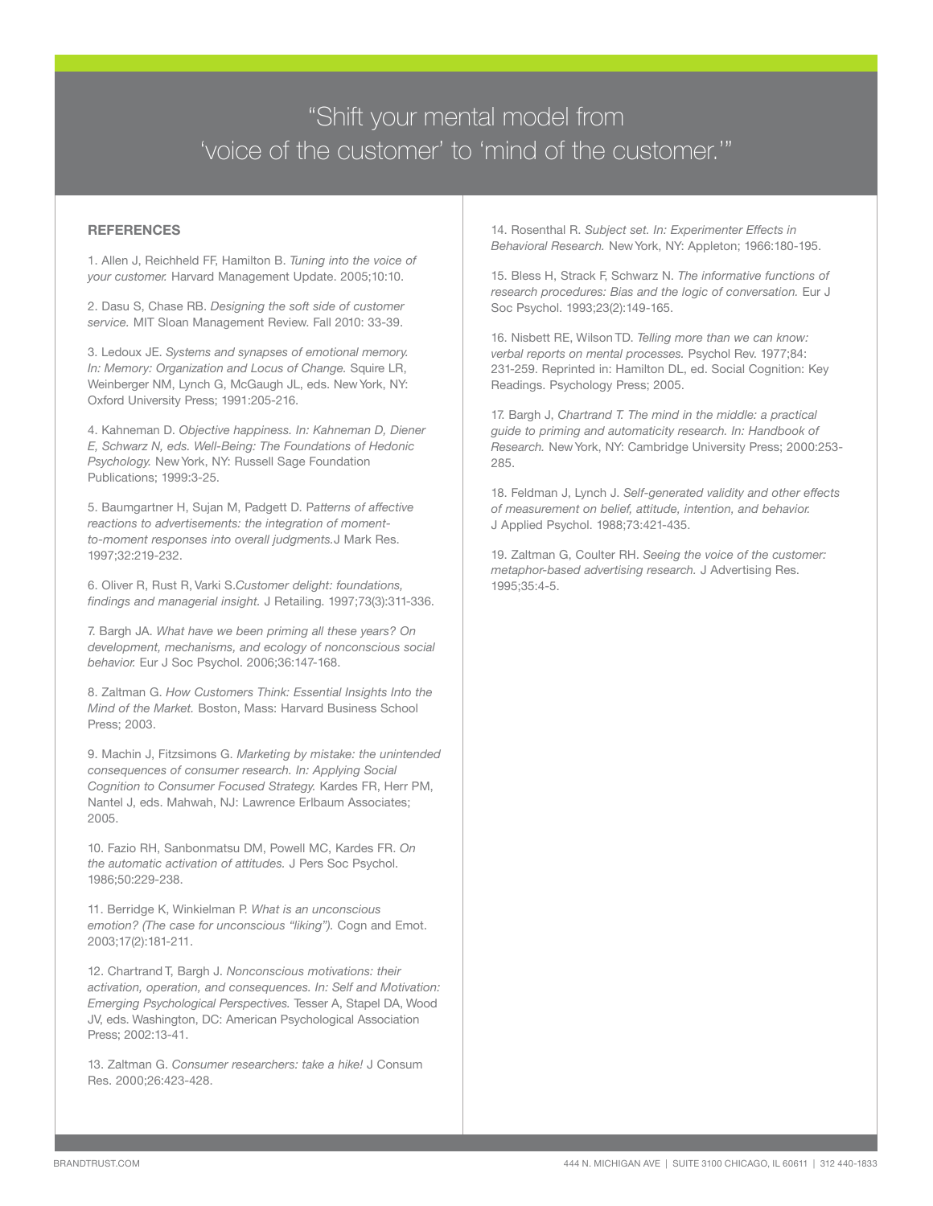"Shift your mental model from 'voice of the customer' to 'mind of the customer.'"

## REFERENCES

1. Allen J, Reichheld FF, Hamilton B. *Tuning into the voice of your customer.* Harvard Management Update. 2005;10:10.

2. Dasu S, Chase RB. *Designing the soft side of customer service.* MIT Sloan Management Review. Fall 2010: 33-39.

3. Ledoux JE. *Systems and synapses of emotional memory. In: Memory: Organization and Locus of Change.* Squire LR, Weinberger NM, Lynch G, McGaugh JL, eds. New York, NY: Oxford University Press; 1991:205-216.

4. Kahneman D. *Objective happiness. In: Kahneman D, Diener E, Schwarz N, eds. Well-Being: The Foundations of Hedonic Psychology.* New York, NY: Russell Sage Foundation Publications; 1999:3-25.

5. Baumgartner H, Sujan M, Padgett D. *Patterns of affective reactions to advertisements: the integration of moment-to-moment responses into overall judgments.* J Mark Res. 1997;32:219-232.

6. Oliver R, Rust R, Varki S. *Customer delight: foundations, findings and managerial insight.* J Retailing. 1997;73(3):311-336.

7. Bargh JA. *What have we been priming all these years? On development, mechanisms, and ecology of nonconscious social behavior.* Eur J Soc Psychol. 2006;36:147-168.

8. Zaltman G. *How Customers Think: Essential Insights Into the Mind of the Market.* Boston, Mass: Harvard Business School Press; 2003.

9. Machin J, Fitzsimons G. *Marketing by mistake: the unintended consequences of consumer research. In: Applying Social Cognition to Consumer Focused Strategy.* Kardes FR, Herr PM, Nantel J, eds. Mahwah, NJ: Lawrence Erlbaum Associates; 2005.

10. Fazio RH, Sanbonmatsu DM, Powell MC, Kardes FR. *On the automatic activation of attitudes.* J Pers Soc Psychol. 1986;50:229-238.

11. Berridge K, Winkielman P. *What is an unconscious emotion? (The case for unconscious "liking").* Cogn and Emot. 2003;17(2):181-211.

12. Chartrand T, Bargh J. *Nonconscious motivations: their activation, operation, and consequences. In: Self and Motivation: Emerging Psychological Perspectives.* Tesser A, Stapel DA, Wood JV, eds. Washington, DC: American Psychological Association Press; 2002:13-41.

13. Zaltman G. *Consumer researchers: take a hike!* J Consum Res. 2000;26:423-428.

14. Rosenthal R. *Subject set. In: Experimenter Effects in Behavioral Research.* New York, NY: Appleton; 1966:180-195.

15. Bless H, Strack F, Schwarz N. *The informative functions of research procedures: Bias and the logic of conversation.* Eur J Soc Psychol. 1993;23(2):149-165.

16. Nisbett RE, Wilson TD. *Telling more than we can know: verbal reports on mental processes.* Psychol Rev. 1977;84: 231-259. Reprinted in: Hamilton DL, ed. Social Cognition: Key Readings. Psychology Press; 2005.

17. Bargh J, Chartrand T. *The mind in the middle: a practical guide to priming and automaticity research. In: Handbook of Research.* New York, NY: Cambridge University Press; 2000:253-285.

18. Feldman J, Lynch J. *Self-generated validity and other effects of measurement on belief, attitude, intention, and behavior.* J Applied Psychol. 1988;73:421-435.

19. Zaltman G, Coulter RH. *Seeing the voice of the customer: metaphor-based advertising research.* J Advertising Res. 1995;35:4-5.

BRANDTRUST.COM

444 N. MICHIGAN AVE | SUITE 3100 CHICAGO, IL 60611 | 312 440-1833